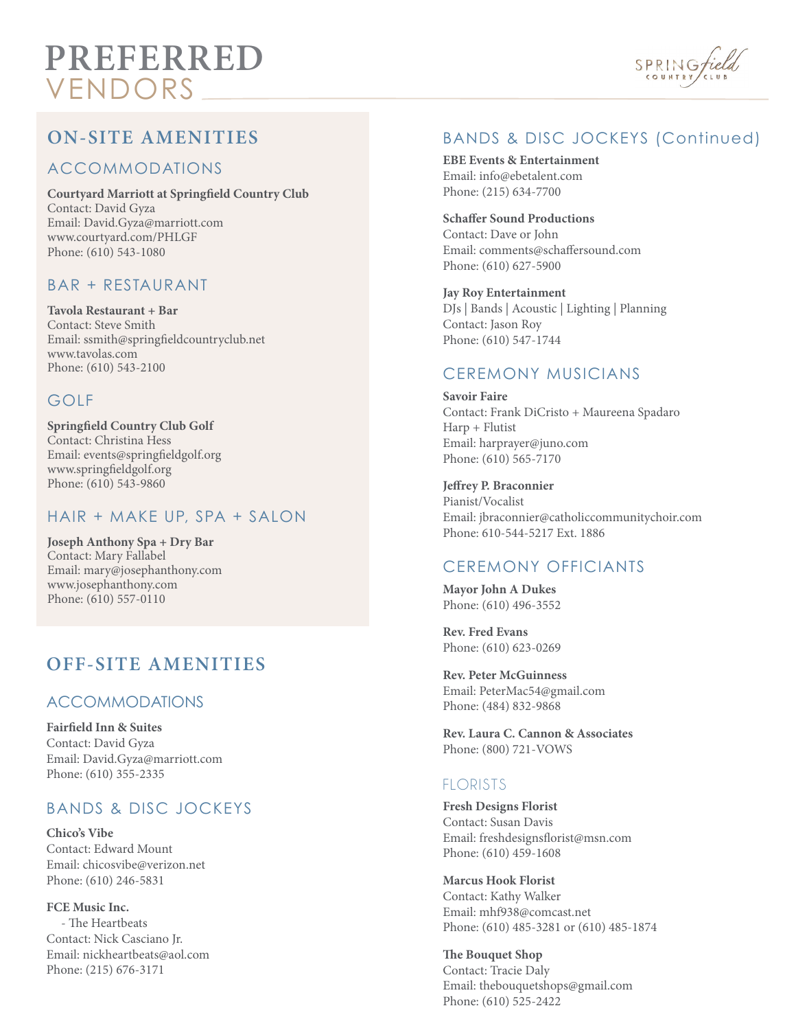# PREFERRED VENDORS

## ON-SITE AMENITIES

### ACCOMMODATIONS

**Courtyard Marriott at Springfield Country Club**
Contact: David Gyza
Email: David.Gyza@marriott.com
www.courtyard.com/PHLGF
Phone: (610) 543-1080

### BAR + RESTAURANT

**Tavola Restaurant + Bar**
Contact: Steve Smith
Email: ssmith@springfieldcountryclub.net
www.tavolas.com
Phone: (610) 543-2100

### GOLF

**Springfield Country Club Golf**
Contact: Christina Hess
Email: events@springfieldgolf.org
www.springfieldgolf.org
Phone: (610) 543-9860

### HAIR + MAKE UP, SPA + SALON

**Joseph Anthony Spa + Dry Bar**
Contact: Mary Fallabel
Email: mary@josephanthony.com
www.josephanthony.com
Phone: (610) 557-0110

## OFF-SITE AMENITIES

### ACCOMMODATIONS

**Fairfield Inn & Suites**
Contact: David Gyza
Email: David.Gyza@marriott.com
Phone: (610) 355-2335

### BANDS & DISC JOCKEYS

**Chico's Vibe**
Contact: Edward Mount
Email: chicosvibe@verizon.net
Phone: (610) 246-5831

**FCE Music Inc.**
- The Heartbeats

Contact: Nick Casciano Jr.
Email: nickheartbeats@aol.com
Phone: (215) 676-3171

### BANDS & DISC JOCKEYS (Continued)

**EBE Events & Entertainment**
Email: info@ebetalent.com
Phone: (215) 634-7700

**Schaffer Sound Productions**
Contact: Dave or John
Email: comments@schaffersound.com
Phone: (610) 627-5900

**Jay Roy Entertainment**
DJs | Bands | Acoustic | Lighting | Planning
Contact: Jason Roy
Phone: (610) 547-1744

### CEREMONY MUSICIANS

**Savoir Faire**
Contact: Frank DiCristo + Maureena Spadaro
Harp + Flutist
Email: harprayer@juno.com
Phone: (610) 565-7170

**Jeffrey P. Braconnier**
Pianist/Vocalist
Email: jbraconnier@catholiccommunitychoir.com
Phone: 610-544-5217 Ext. 1886

### CEREMONY OFFICIANTS

**Mayor John A Dukes**
Phone: (610) 496-3552

**Rev. Fred Evans**
Phone: (610) 623-0269

**Rev. Peter McGuinness**
Email: PeterMac54@gmail.com
Phone: (484) 832-9868

**Rev. Laura C. Cannon & Associates**
Phone: (800) 721-VOWS

### FLORISTS

**Fresh Designs Florist**
Contact: Susan Davis
Email: freshdesignsflorist@msn.com
Phone: (610) 459-1608

**Marcus Hook Florist**
Contact: Kathy Walker
Email: mhf938@comcast.net
Phone: (610) 485-3281 or (610) 485-1874

**The Bouquet Shop**
Contact: Tracie Daly
Email: thebouquetshops@gmail.com
Phone: (610) 525-2422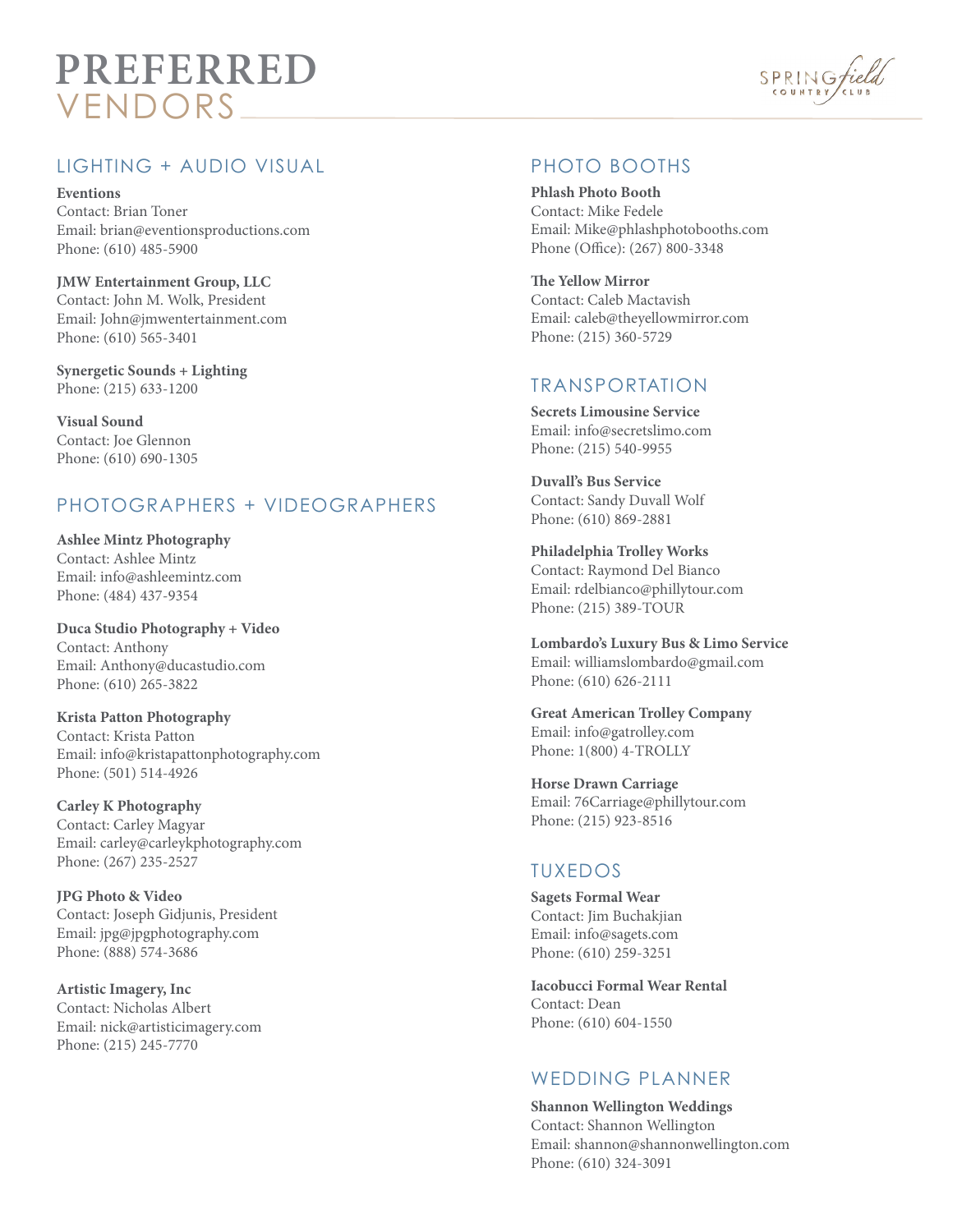# PREFERRED VENDORS

## LIGHTING + AUDIO VISUAL

**Eventions**
Contact: Brian Toner
Email: brian@eventionsproductions.com
Phone: (610) 485-5900

**JMW Entertainment Group, LLC**
Contact: John M. Wolk, President
Email: John@jmwentertainment.com
Phone: (610) 565-3401

**Synergetic Sounds + Lighting**
Phone: (215) 633-1200

**Visual Sound**
Contact: Joe Glennon
Phone: (610) 690-1305

## PHOTOGRAPHERS + VIDEOGRAPHERS

**Ashlee Mintz Photography**
Contact: Ashlee Mintz
Email: info@ashleemintz.com
Phone: (484) 437-9354

**Duca Studio Photography + Video**
Contact: Anthony
Email: Anthony@ducastudio.com
Phone: (610) 265-3822

**Krista Patton Photography**
Contact: Krista Patton
Email: info@kristapattonphotography.com
Phone: (501) 514-4926

**Carley K Photography**
Contact: Carley Magyar
Email: carley@carleykphotography.com
Phone: (267) 235-2527

**JPG Photo & Video**
Contact: Joseph Gidjunis, President
Email: jpg@jpgphotography.com
Phone: (888) 574-3686

**Artistic Imagery, Inc**
Contact: Nicholas Albert
Email: nick@artisticimagery.com
Phone: (215) 245-7770

## PHOTO BOOTHS

**Phlash Photo Booth**
Contact: Mike Fedele
Email: Mike@phlashphotobooths.com
Phone (Office): (267) 800-3348

**The Yellow Mirror**
Contact: Caleb Mactavish
Email: caleb@theyellowmirror.com
Phone: (215) 360-5729

## TRANSPORTATION

**Secrets Limousine Service**
Email: info@secretslimo.com
Phone: (215) 540-9955

**Duvall's Bus Service**
Contact: Sandy Duvall Wolf
Phone: (610) 869-2881

**Philadelphia Trolley Works**
Contact: Raymond Del Bianco
Email: rdelbianco@phillytour.com
Phone: (215) 389-TOUR

**Lombardo's Luxury Bus & Limo Service**
Email: williamslombardo@gmail.com
Phone: (610) 626-2111

**Great American Trolley Company**
Email: info@gatrolley.com
Phone: 1(800) 4-TROLLY

**Horse Drawn Carriage**
Email: 76Carriage@phillytour.com
Phone: (215) 923-8516

## TUXEDOS

**Sagets Formal Wear**
Contact: Jim Buchakjian
Email: info@sagets.com
Phone: (610) 259-3251

**Iacobucci Formal Wear Rental**
Contact: Dean
Phone: (610) 604-1550

## WEDDING PLANNER

**Shannon Wellington Weddings**
Contact: Shannon Wellington
Email: shannon@shannonwellington.com
Phone: (610) 324-3091